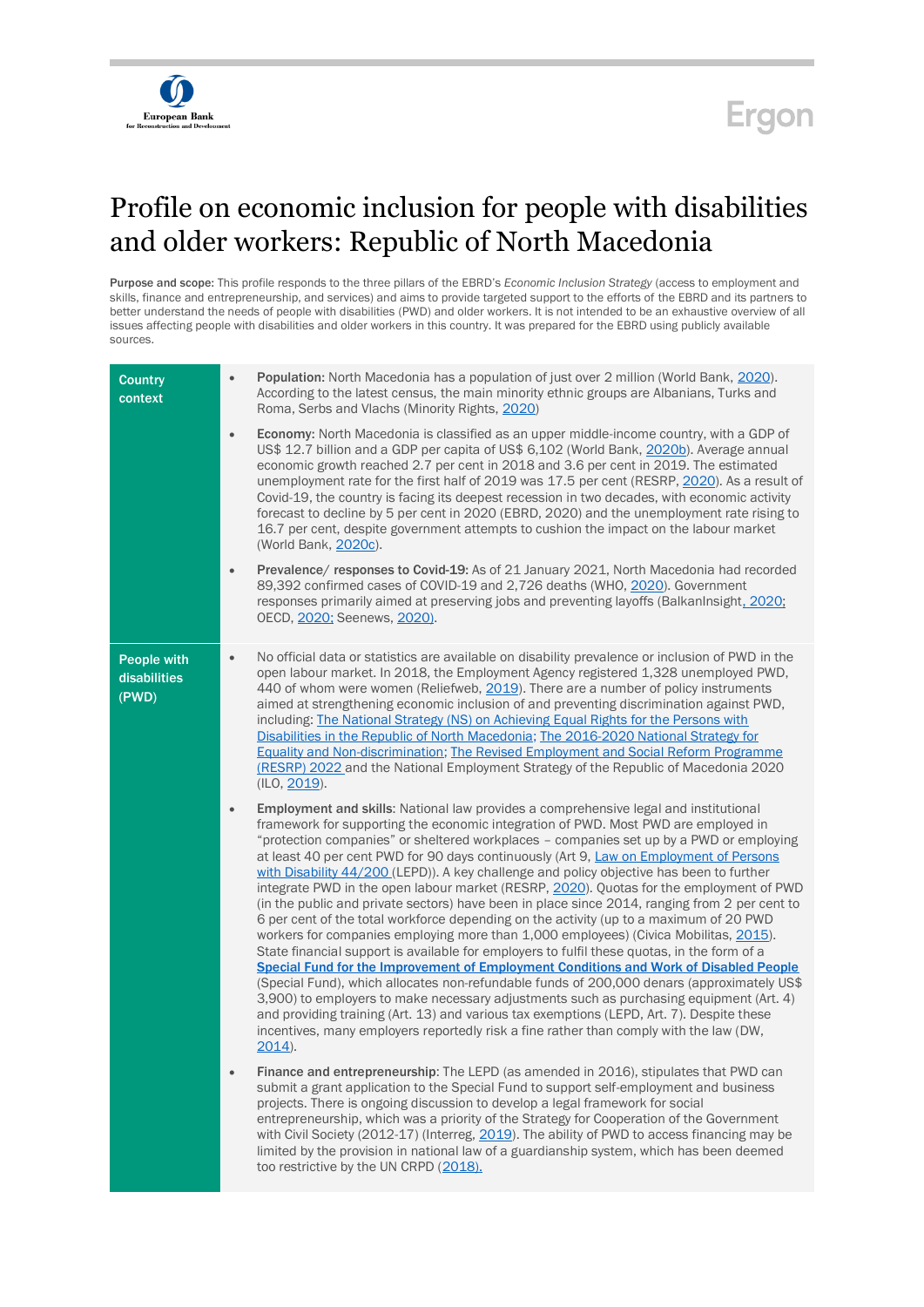European Bank for Reconstruction and Development

Ergon

# Profile on economic inclusion for people with disabilities and older workers: Republic of North Macedonia

**Purpose and scope:** This profile responds to the three pillars of the EBRD's *Economic Inclusion Strategy* (access to employment and skills, finance and entrepreneurship, and services) and aims to provide targeted support to the efforts of the EBRD and its partners to better understand the needs of people with disabilities (PWD) and older workers. It is not intended to be an exhaustive overview of all issues affecting people with disabilities and older workers in this country. It was prepared for the EBRD using publicly available sources.

| | |
|---|---|
| **Country context** | • **Population:** North Macedonia has a population of just over 2 million (World Bank, 2020). According to the latest census, the main minority ethnic groups are Albanians, Turks and Roma, Serbs and Vlachs (Minority Rights, 2020)<br><br>• **Economy:** North Macedonia is classified as an upper middle-income country, with a GDP of US$ 12.7 billion and a GDP per capita of US$ 6,102 (World Bank, 2020b). Average annual economic growth reached 2.7 per cent in 2018 and 3.6 per cent in 2019. The estimated unemployment rate for the first half of 2019 was 17.5 per cent (RESRP, 2020). As a result of Covid-19, the country is facing its deepest recession in two decades, with economic activity forecast to decline by 5 per cent in 2020 (EBRD, 2020) and the unemployment rate rising to 16.7 per cent, despite government attempts to cushion the impact on the labour market (World Bank, 2020c).<br><br>• **Prevalence/ responses to Covid-19:** As of 21 January 2021, North Macedonia had recorded 89,392 confirmed cases of COVID-19 and 2,726 deaths (WHO, 2020). Government responses primarily aimed at preserving jobs and preventing layoffs (BalkanInsight, 2020; OECD, 2020; Seenews, 2020). |
| **People with disabilities (PWD)** | • No official data or statistics are available on disability prevalence or inclusion of PWD in the open labour market. In 2018, the Employment Agency registered 1,328 unemployed PWD, 440 of whom were women (Reliefweb, 2019). There are a number of policy instruments aimed at strengthening economic inclusion of and preventing discrimination against PWD, including: The National Strategy (NS) on Achieving Equal Rights for the Persons with Disabilities in the Republic of North Macedonia; The 2016-2020 National Strategy for Equality and Non-discrimination; The Revised Employment and Social Reform Programme (RESRP) 2022 and the National Employment Strategy of the Republic of Macedonia 2020 (ILO, 2019).<br><br>• **Employment and skills**: National law provides a comprehensive legal and institutional framework for supporting the economic integration of PWD. Most PWD are employed in "protection companies" or sheltered workplaces – companies set up by a PWD or employing at least 40 per cent PWD for 90 days continuously (Art 9, Law on Employment of Persons with Disability 44/200 (LEPD)). A key challenge and policy objective has been to further integrate PWD in the open labour market (RESRP, 2020). Quotas for the employment of PWD (in the public and private sectors) have been in place since 2014, ranging from 2 per cent to 6 per cent of the total workforce depending on the activity (up to a maximum of 20 PWD workers for companies employing more than 1,000 employees) (Civica Mobilitas, 2015). State financial support is available for employers to fulfil these quotas, in the form of a **Special Fund for the Improvement of Employment Conditions and Work of Disabled People** (Special Fund), which allocates non-refundable funds of 200,000 denars (approximately US$ 3,900) to employers to make necessary adjustments such as purchasing equipment (Art. 4) and providing training (Art. 13) and various tax exemptions (LEPD, Art. 7). Despite these incentives, many employers reportedly risk a fine rather than comply with the law (DW, 2014).<br><br>• **Finance and entrepreneurship**: The LEPD (as amended in 2016), stipulates that PWD can submit a grant application to the Special Fund to support self-employment and business projects. There is ongoing discussion to develop a legal framework for social entrepreneurship, which was a priority of the Strategy for Cooperation of the Government with Civil Society (2012-17) (Interreg, 2019). The ability of PWD to access financing may be limited by the provision in national law of a guardianship system, which has been deemed too restrictive by the UN CRPD (2018). |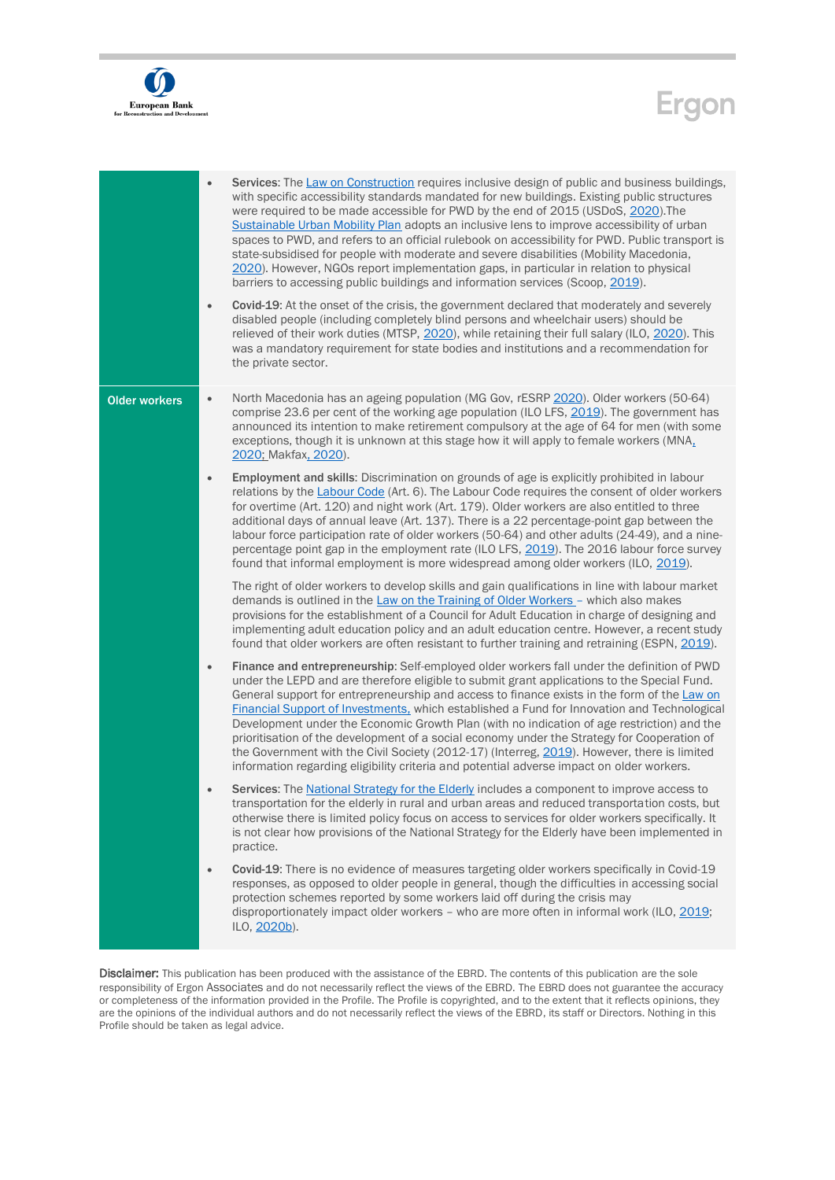| | |
|---|---|
| | - **Services**: The Law on Construction requires inclusive design of public and business buildings, with specific accessibility standards mandated for new buildings. Existing public structures were required to be made accessible for PWD by the end of 2015 (USDoS, 2020).The Sustainable Urban Mobility Plan adopts an inclusive lens to improve accessibility of urban spaces to PWD, and refers to an official rulebook on accessibility for PWD. Public transport is state-subsidised for people with moderate and severe disabilities (Mobility Macedonia, 2020). However, NGOs report implementation gaps, in particular in relation to physical barriers to accessing public buildings and information services (Scoop, 2019).<br>- **Covid-19**: At the onset of the crisis, the government declared that moderately and severely disabled people (including completely blind persons and wheelchair users) should be relieved of their work duties (MTSP, 2020), while retaining their full salary (ILO, 2020). This was a mandatory requirement for state bodies and institutions and a recommendation for the private sector. |
| **Older workers** | - North Macedonia has an ageing population (MG Gov, rESRP 2020). Older workers (50-64) comprise 23.6 per cent of the working age population (ILO LFS, 2019). The government has announced its intention to make retirement compulsory at the age of 64 for men (with some exceptions, though it is unknown at this stage how it will apply to female workers (MNA, 2020; Makfax, 2020).<br>- **Employment and skills**: Discrimination on grounds of age is explicitly prohibited in labour relations by the Labour Code (Art. 6). The Labour Code requires the consent of older workers for overtime (Art. 120) and night work (Art. 179). Older workers are also entitled to three additional days of annual leave (Art. 137). There is a 22 percentage-point gap between the labour force participation rate of older workers (50-64) and other adults (24-49), and a nine-percentage point gap in the employment rate (ILO LFS, 2019). The 2016 labour force survey found that informal employment is more widespread among older workers (ILO, 2019).<br>The right of older workers to develop skills and gain qualifications in line with labour market demands is outlined in the Law on the Training of Older Workers – which also makes provisions for the establishment of a Council for Adult Education in charge of designing and implementing adult education policy and an adult education centre. However, a recent study found that older workers are often resistant to further training and retraining (ESPN, 2019).<br>- **Finance and entrepreneurship**: Self-employed older workers fall under the definition of PWD under the LEPD and are therefore eligible to submit grant applications to the Special Fund. General support for entrepreneurship and access to finance exists in the form of the Law on Financial Support of Investments, which established a Fund for Innovation and Technological Development under the Economic Growth Plan (with no indication of age restriction) and the prioritisation of the development of a social economy under the Strategy for Cooperation of the Government with the Civil Society (2012-17) (Interreg, 2019). However, there is limited information regarding eligibility criteria and potential adverse impact on older workers.<br>- **Services**: The National Strategy for the Elderly includes a component to improve access to transportation for the elderly in rural and urban areas and reduced transportation costs, but otherwise there is limited policy focus on access to services for older workers specifically. It is not clear how provisions of the National Strategy for the Elderly have been implemented in practice.<br>- **Covid-19**: There is no evidence of measures targeting older workers specifically in Covid-19 responses, as opposed to older people in general, though the difficulties in accessing social protection schemes reported by some workers laid off during the crisis may disproportionately impact older workers – who are more often in informal work (ILO, 2019; ILO, 2020b). |

**Disclaimer:** This publication has been produced with the assistance of the EBRD. The contents of this publication are the sole responsibility of Ergon Associates and do not necessarily reflect the views of the EBRD. The EBRD does not guarantee the accuracy or completeness of the information provided in the Profile. The Profile is copyrighted, and to the extent that it reflects opinions, they are the opinions of the individual authors and do not necessarily reflect the views of the EBRD, its staff or Directors. Nothing in this Profile should be taken as legal advice.